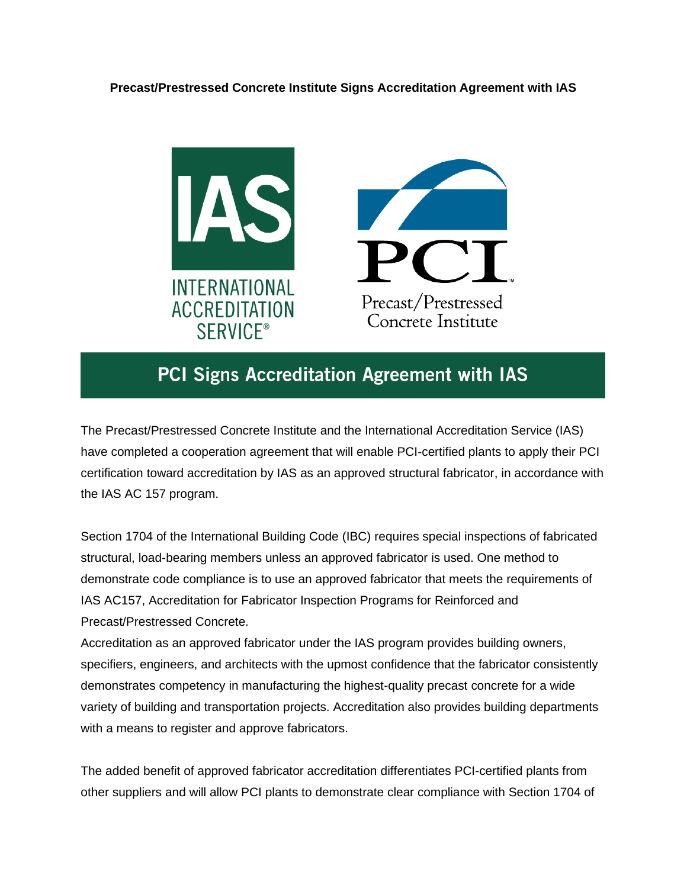**Precast/Prestressed Concrete Institute Signs Accreditation Agreement with IAS**

## PCI Signs Accreditation Agreement with IAS

The Precast/Prestressed Concrete Institute and the International Accreditation Service (IAS) have completed a cooperation agreement that will enable PCI-certified plants to apply their PCI certification toward accreditation by IAS as an approved structural fabricator, in accordance with the IAS AC 157 program.

Section 1704 of the International Building Code (IBC) requires special inspections of fabricated structural, load-bearing members unless an approved fabricator is used. One method to demonstrate code compliance is to use an approved fabricator that meets the requirements of IAS AC157, Accreditation for Fabricator Inspection Programs for Reinforced and Precast/Prestressed Concrete.

Accreditation as an approved fabricator under the IAS program provides building owners, specifiers, engineers, and architects with the upmost confidence that the fabricator consistently demonstrates competency in manufacturing the highest-quality precast concrete for a wide variety of building and transportation projects. Accreditation also provides building departments with a means to register and approve fabricators.

The added benefit of approved fabricator accreditation differentiates PCI-certified plants from other suppliers and will allow PCI plants to demonstrate clear compliance with Section 1704 of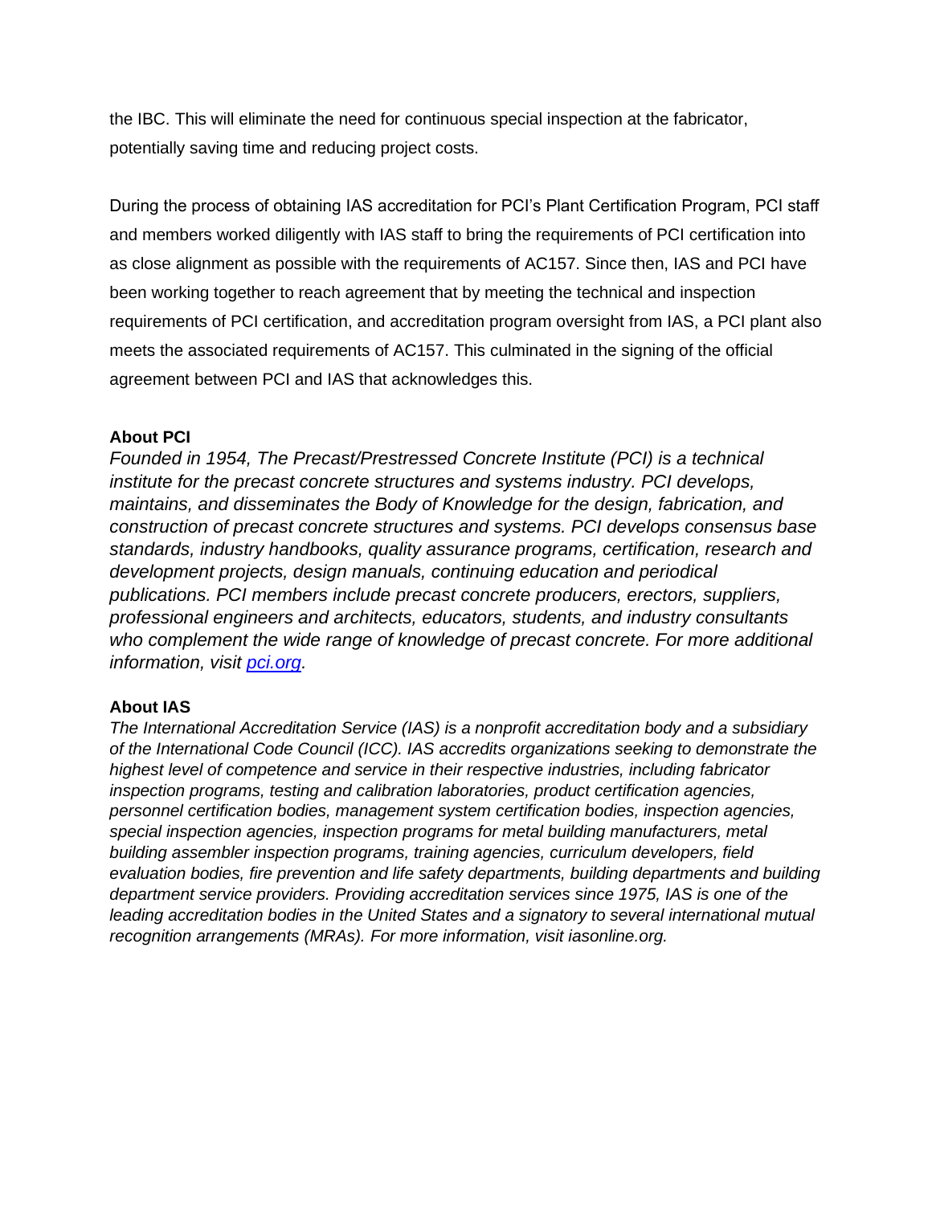the IBC. This will eliminate the need for continuous special inspection at the fabricator, potentially saving time and reducing project costs.

During the process of obtaining IAS accreditation for PCI's Plant Certification Program, PCI staff and members worked diligently with IAS staff to bring the requirements of PCI certification into as close alignment as possible with the requirements of AC157. Since then, IAS and PCI have been working together to reach agreement that by meeting the technical and inspection requirements of PCI certification, and accreditation program oversight from IAS, a PCI plant also meets the associated requirements of AC157. This culminated in the signing of the official agreement between PCI and IAS that acknowledges this.

**About PCI**

*Founded in 1954, The Precast/Prestressed Concrete Institute (PCI) is a technical institute for the precast concrete structures and systems industry. PCI develops, maintains, and disseminates the Body of Knowledge for the design, fabrication, and construction of precast concrete structures and systems. PCI develops consensus base standards, industry handbooks, quality assurance programs, certification, research and development projects, design manuals, continuing education and periodical publications. PCI members include precast concrete producers, erectors, suppliers, professional engineers and architects, educators, students, and industry consultants who complement the wide range of knowledge of precast concrete. For more additional information, visit [pci.org](pci.org).*

**About IAS**

*The International Accreditation Service (IAS) is a nonprofit accreditation body and a subsidiary of the International Code Council (ICC). IAS accredits organizations seeking to demonstrate the highest level of competence and service in their respective industries, including fabricator inspection programs, testing and calibration laboratories, product certification agencies, personnel certification bodies, management system certification bodies, inspection agencies, special inspection agencies, inspection programs for metal building manufacturers, metal building assembler inspection programs, training agencies, curriculum developers, field evaluation bodies, fire prevention and life safety departments, building departments and building department service providers. Providing accreditation services since 1975, IAS is one of the leading accreditation bodies in the United States and a signatory to several international mutual recognition arrangements (MRAs). For more information, visit iasonline.org.*